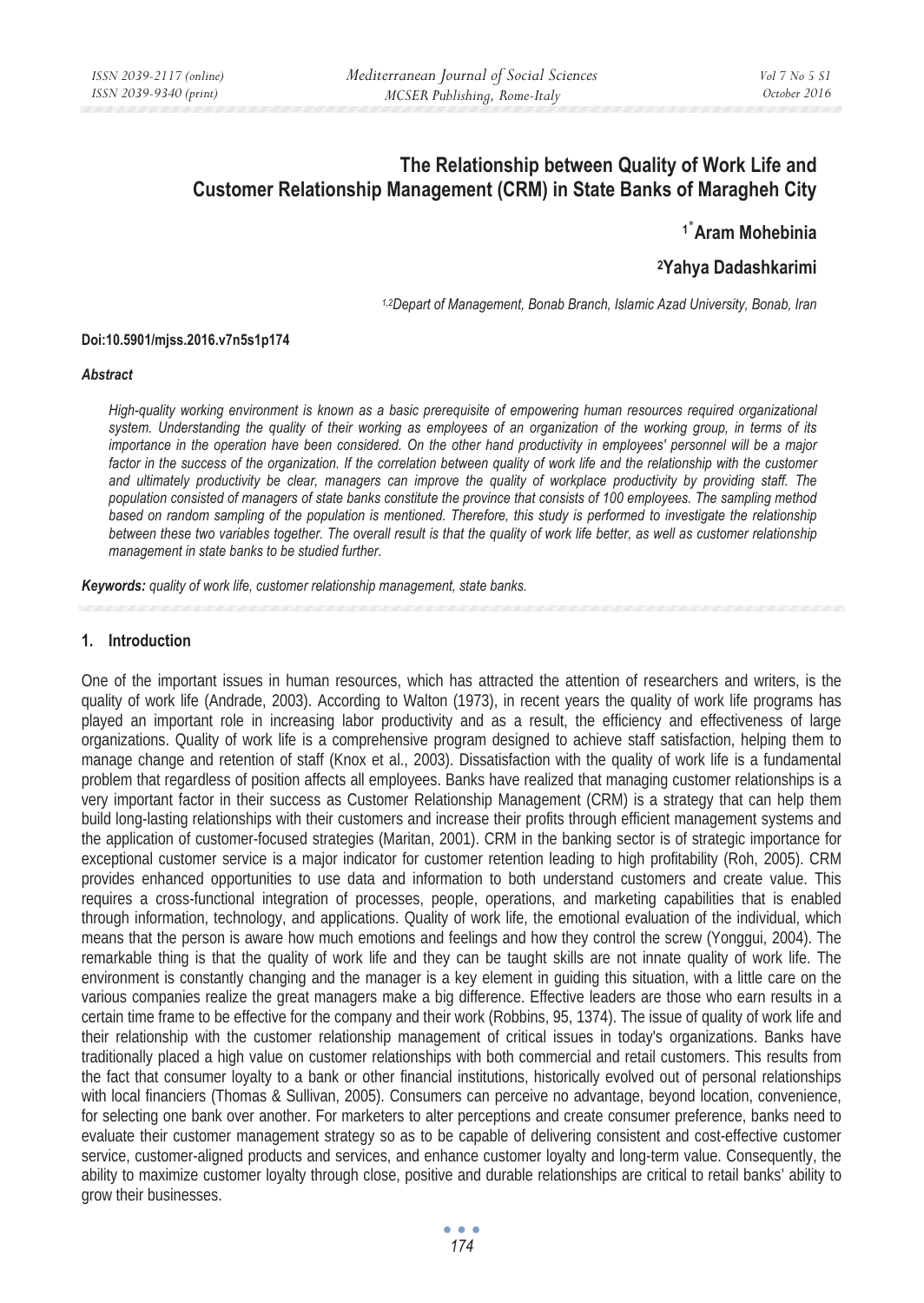# The Relationship between Quality of Work Life and Customer Relationship Management (CRM) in State Banks of Maragheh City

**[1*] Aram Mohebinia**

**[2] Yahya Dadashkarimi**

*[1,2] Depart of Management, Bonab Branch, Islamic Azad University, Bonab, Iran*

**Doi:10.5901/mjss.2016.v7n5s1p174**

***Abstract***

*High-quality working environment is known as a basic prerequisite of empowering human resources required organizational system. Understanding the quality of their working as employees of an organization of the working group, in terms of its importance in the operation have been considered. On the other hand productivity in employees' personnel will be a major factor in the success of the organization. If the correlation between quality of work life and the relationship with the customer and ultimately productivity be clear, managers can improve the quality of workplace productivity by providing staff. The population consisted of managers of state banks constitute the province that consists of 100 employees. The sampling method based on random sampling of the population is mentioned. Therefore, this study is performed to investigate the relationship between these two variables together. The overall result is that the quality of work life better, as well as customer relationship management in state banks to be studied further.*

***Keywords:*** *quality of work life, customer relationship management, state banks.*

## 1. Introduction

One of the important issues in human resources, which has attracted the attention of researchers and writers, is the quality of work life (Andrade, 2003). According to Walton (1973), in recent years the quality of work life programs has played an important role in increasing labor productivity and as a result, the efficiency and effectiveness of large organizations. Quality of work life is a comprehensive program designed to achieve staff satisfaction, helping them to manage change and retention of staff (Knox et al., 2003). Dissatisfaction with the quality of work life is a fundamental problem that regardless of position affects all employees. Banks have realized that managing customer relationships is a very important factor in their success as Customer Relationship Management (CRM) is a strategy that can help them build long-lasting relationships with their customers and increase their profits through efficient management systems and the application of customer-focused strategies (Maritan, 2001). CRM in the banking sector is of strategic importance for exceptional customer service is a major indicator for customer retention leading to high profitability (Roh, 2005). CRM provides enhanced opportunities to use data and information to both understand customers and create value. This requires a cross-functional integration of processes, people, operations, and marketing capabilities that is enabled through information, technology, and applications. Quality of work life, the emotional evaluation of the individual, which means that the person is aware how much emotions and feelings and how they control the screw (Yonggui, 2004). The remarkable thing is that the quality of work life and they can be taught skills are not innate quality of work life. The environment is constantly changing and the manager is a key element in guiding this situation, with a little care on the various companies realize the great managers make a big difference. Effective leaders are those who earn results in a certain time frame to be effective for the company and their work (Robbins, 95, 1374). The issue of quality of work life and their relationship with the customer relationship management of critical issues in today's organizations. Banks have traditionally placed a high value on customer relationships with both commercial and retail customers. This results from the fact that consumer loyalty to a bank or other financial institutions, historically evolved out of personal relationships with local financiers (Thomas & Sullivan, 2005). Consumers can perceive no advantage, beyond location, convenience, for selecting one bank over another. For marketers to alter perceptions and create consumer preference, banks need to evaluate their customer management strategy so as to be capable of delivering consistent and cost-effective customer service, customer-aligned products and services, and enhance customer loyalty and long-term value. Consequently, the ability to maximize customer loyalty through close, positive and durable relationships are critical to retail banks' ability to grow their businesses.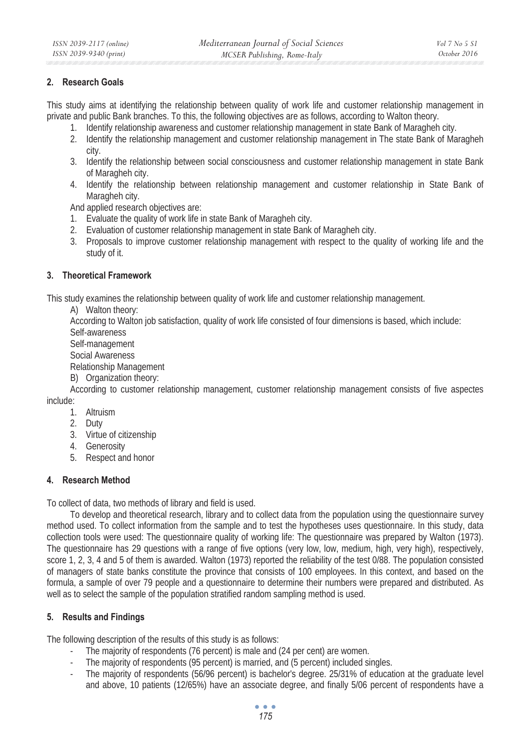## 2. Research Goals

This study aims at identifying the relationship between quality of work life and customer relationship management in private and public Bank branches. To this, the following objectives are as follows, according to Walton theory.

1. Identify relationship awareness and customer relationship management in state Bank of Maragheh city.
2. Identify the relationship management and customer relationship management in The state Bank of Maragheh city.
3. Identify the relationship between social consciousness and customer relationship management in state Bank of Maragheh city.
4. Identify the relationship between relationship management and customer relationship in State Bank of Maragheh city.

And applied research objectives are:

1. Evaluate the quality of work life in state Bank of Maragheh city.
2. Evaluation of customer relationship management in state Bank of Maragheh city.
3. Proposals to improve customer relationship management with respect to the quality of working life and the study of it.

## 3. Theoretical Framework

This study examines the relationship between quality of work life and customer relationship management.

A) Walton theory:

According to Walton job satisfaction, quality of work life consisted of four dimensions is based, which include:

Self-awareness

Self-management

Social Awareness

Relationship Management

B) Organization theory:

According to customer relationship management, customer relationship management consists of five aspectes include:

1. Altruism
2. Duty
3. Virtue of citizenship
4. Generosity
5. Respect and honor

## 4. Research Method

To collect of data, two methods of library and field is used.

To develop and theoretical research, library and to collect data from the population using the questionnaire survey method used. To collect information from the sample and to test the hypotheses uses questionnaire. In this study, data collection tools were used: The questionnaire quality of working life: The questionnaire was prepared by Walton (1973). The questionnaire has 29 questions with a range of five options (very low, low, medium, high, very high), respectively, score 1, 2, 3, 4 and 5 of them is awarded. Walton (1973) reported the reliability of the test 0/88. The population consisted of managers of state banks constitute the province that consists of 100 employees. In this context, and based on the formula, a sample of over 79 people and a questionnaire to determine their numbers were prepared and distributed. As well as to select the sample of the population stratified random sampling method is used.

## 5. Results and Findings

The following description of the results of this study is as follows:

- The majority of respondents (76 percent) is male and (24 per cent) are women.
- The majority of respondents (95 percent) is married, and (5 percent) included singles.
- The majority of respondents (56/96 percent) is bachelor's degree. 25/31% of education at the graduate level and above, 10 patients (12/65%) have an associate degree, and finally 5/06 percent of respondents have a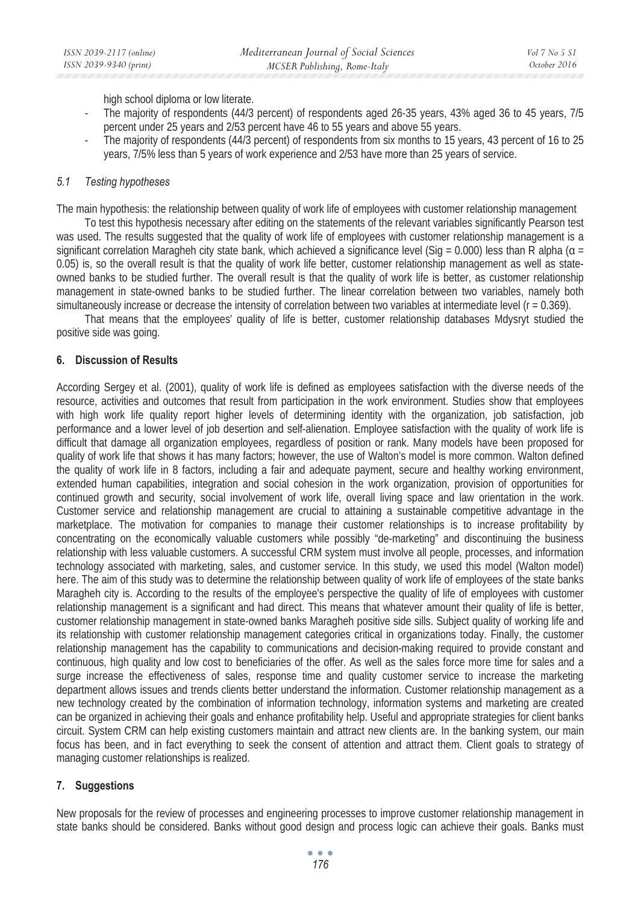high school diploma or low literate.

- The majority of respondents (44/3 percent) of respondents aged 26-35 years, 43% aged 36 to 45 years, 7/5 percent under 25 years and 2/53 percent have 46 to 55 years and above 55 years.
- The majority of respondents (44/3 percent) of respondents from six months to 15 years, 43 percent of 16 to 25 years, 7/5% less than 5 years of work experience and 2/53 have more than 25 years of service.

### *5.1 Testing hypotheses*

The main hypothesis: the relationship between quality of work life of employees with customer relationship management

To test this hypothesis necessary after editing on the statements of the relevant variables significantly Pearson test was used. The results suggested that the quality of work life of employees with customer relationship management is a significant correlation Maragheh city state bank, which achieved a significance level (Sig = 0.000) less than R alpha ($\alpha$ = 0.05) is, so the overall result is that the quality of work life better, customer relationship management as well as state-owned banks to be studied further. The overall result is that the quality of work life is better, as customer relationship management in state-owned banks to be studied further. The linear correlation between two variables, namely both simultaneously increase or decrease the intensity of correlation between two variables at intermediate level (r = 0.369).

That means that the employees' quality of life is better, customer relationship databases Mdysryt studied the positive side was going.

## 6. Discussion of Results

According Sergey et al. (2001), quality of work life is defined as employees satisfaction with the diverse needs of the resource, activities and outcomes that result from participation in the work environment. Studies show that employees with high work life quality report higher levels of determining identity with the organization, job satisfaction, job performance and a lower level of job desertion and self-alienation. Employee satisfaction with the quality of work life is difficult that damage all organization employees, regardless of position or rank. Many models have been proposed for quality of work life that shows it has many factors; however, the use of Walton's model is more common. Walton defined the quality of work life in 8 factors, including a fair and adequate payment, secure and healthy working environment, extended human capabilities, integration and social cohesion in the work organization, provision of opportunities for continued growth and security, social involvement of work life, overall living space and law orientation in the work. Customer service and relationship management are crucial to attaining a sustainable competitive advantage in the marketplace. The motivation for companies to manage their customer relationships is to increase profitability by concentrating on the economically valuable customers while possibly "de-marketing" and discontinuing the business relationship with less valuable customers. A successful CRM system must involve all people, processes, and information technology associated with marketing, sales, and customer service. In this study, we used this model (Walton model) here. The aim of this study was to determine the relationship between quality of work life of employees of the state banks Maragheh city is. According to the results of the employee's perspective the quality of life of employees with customer relationship management is a significant and had direct. This means that whatever amount their quality of life is better, customer relationship management in state-owned banks Maragheh positive side sills. Subject quality of working life and its relationship with customer relationship management categories critical in organizations today. Finally, the customer relationship management has the capability to communications and decision-making required to provide constant and continuous, high quality and low cost to beneficiaries of the offer. As well as the sales force more time for sales and a surge increase the effectiveness of sales, response time and quality customer service to increase the marketing department allows issues and trends clients better understand the information. Customer relationship management as a new technology created by the combination of information technology, information systems and marketing are created can be organized in achieving their goals and enhance profitability help. Useful and appropriate strategies for client banks circuit. System CRM can help existing customers maintain and attract new clients are. In the banking system, our main focus has been, and in fact everything to seek the consent of attention and attract them. Client goals to strategy of managing customer relationships is realized.

## 7. Suggestions

New proposals for the review of processes and engineering processes to improve customer relationship management in state banks should be considered. Banks without good design and process logic can achieve their goals. Banks must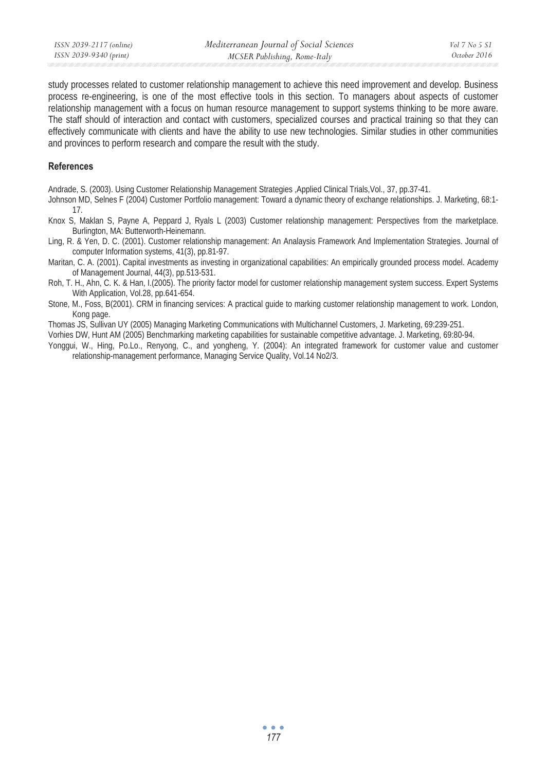study processes related to customer relationship management to achieve this need improvement and develop. Business process re-engineering, is one of the most effective tools in this section. To managers about aspects of customer relationship management with a focus on human resource management to support systems thinking to be more aware. The staff should of interaction and contact with customers, specialized courses and practical training so that they can effectively communicate with clients and have the ability to use new technologies. Similar studies in other communities and provinces to perform research and compare the result with the study.

## References

Andrade, S. (2003). Using Customer Relationship Management Strategies ,Applied Clinical Trials,Vol., 37, pp.37-41.

Johnson MD, Selnes F (2004) Customer Portfolio management: Toward a dynamic theory of exchange relationships. J. Marketing, 68:1-17.

Knox S, Maklan S, Payne A, Peppard J, Ryals L (2003) Customer relationship management: Perspectives from the marketplace. Burlington, MA: Butterworth-Heinemann.

Ling, R. & Yen, D. C. (2001). Customer relationship management: An Analaysis Framework And Implementation Strategies. Journal of computer Information systems, 41(3), pp.81-97.

Maritan, C. A. (2001). Capital investments as investing in organizational capabilities: An empirically grounded process model. Academy of Management Journal, 44(3), pp.513-531.

Roh, T. H., Ahn, C. K. & Han, I.(2005). The priority factor model for customer relationship management system success. Expert Systems With Application, Vol.28, pp.641-654.

Stone, M., Foss, B(2001). CRM in financing services: A practical guide to marking customer relationship management to work. London, Kong page.

Thomas JS, Sullivan UY (2005) Managing Marketing Communications with Multichannel Customers, J. Marketing, 69:239-251.

Vorhies DW, Hunt AM (2005) Benchmarking marketing capabilities for sustainable competitive advantage. J. Marketing, 69:80-94.

Yonggui, W., Hing, Po.Lo., Renyong, C., and yongheng, Y. (2004): An integrated framework for customer value and customer relationship-management performance, Managing Service Quality, Vol.14 No2/3.